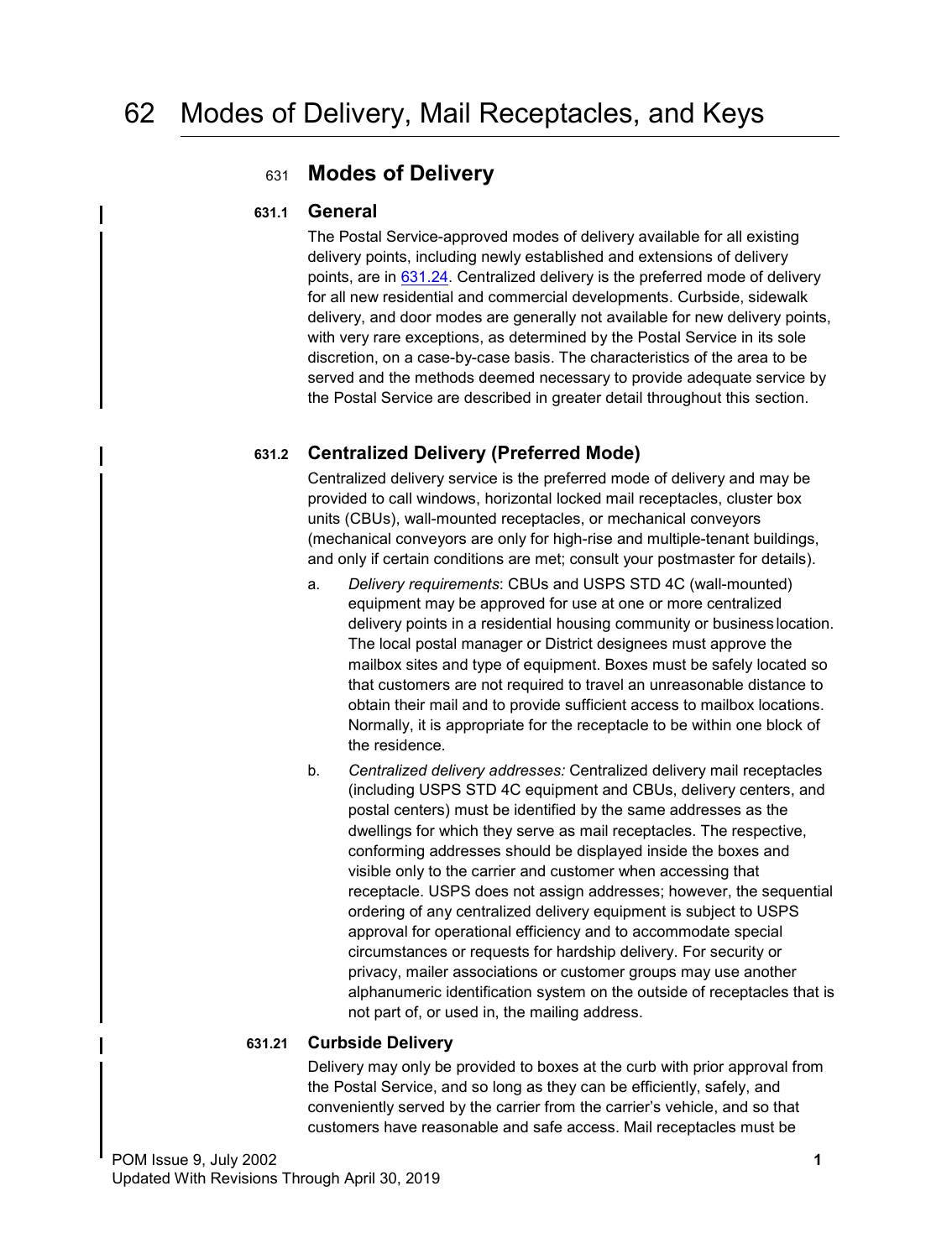# 62 Modes of Delivery, Mail Receptacles, and Keys

## 631 Modes of Delivery

### 631.1 General

The Postal Service-approved modes of delivery available for all existing delivery points, including newly established and extensions of delivery points, are in 631.24. Centralized delivery is the preferred mode of delivery for all new residential and commercial developments. Curbside, sidewalk delivery, and door modes are generally not available for new delivery points, with very rare exceptions, as determined by the Postal Service in its sole discretion, on a case-by-case basis. The characteristics of the area to be served and the methods deemed necessary to provide adequate service by the Postal Service are described in greater detail throughout this section.

### 631.2 Centralized Delivery (Preferred Mode)

Centralized delivery service is the preferred mode of delivery and may be provided to call windows, horizontal locked mail receptacles, cluster box units (CBUs), wall-mounted receptacles, or mechanical conveyors (mechanical conveyors are only for high-rise and multiple-tenant buildings, and only if certain conditions are met; consult your postmaster for details).

a. *Delivery requirements*: CBUs and USPS STD 4C (wall-mounted) equipment may be approved for use at one or more centralized delivery points in a residential housing community or business location. The local postal manager or District designees must approve the mailbox sites and type of equipment. Boxes must be safely located so that customers are not required to travel an unreasonable distance to obtain their mail and to provide sufficient access to mailbox locations. Normally, it is appropriate for the receptacle to be within one block of the residence.

b. *Centralized delivery addresses:* Centralized delivery mail receptacles (including USPS STD 4C equipment and CBUs, delivery centers, and postal centers) must be identified by the same addresses as the dwellings for which they serve as mail receptacles. The respective, conforming addresses should be displayed inside the boxes and visible only to the carrier and customer when accessing that receptacle. USPS does not assign addresses; however, the sequential ordering of any centralized delivery equipment is subject to USPS approval for operational efficiency and to accommodate special circumstances or requests for hardship delivery. For security or privacy, mailer associations or customer groups may use another alphanumeric identification system on the outside of receptacles that is not part of, or used in, the mailing address.

#### 631.21 Curbside Delivery

Delivery may only be provided to boxes at the curb with prior approval from the Postal Service, and so long as they can be efficiently, safely, and conveniently served by the carrier from the carrier's vehicle, and so that customers have reasonable and safe access. Mail receptacles must be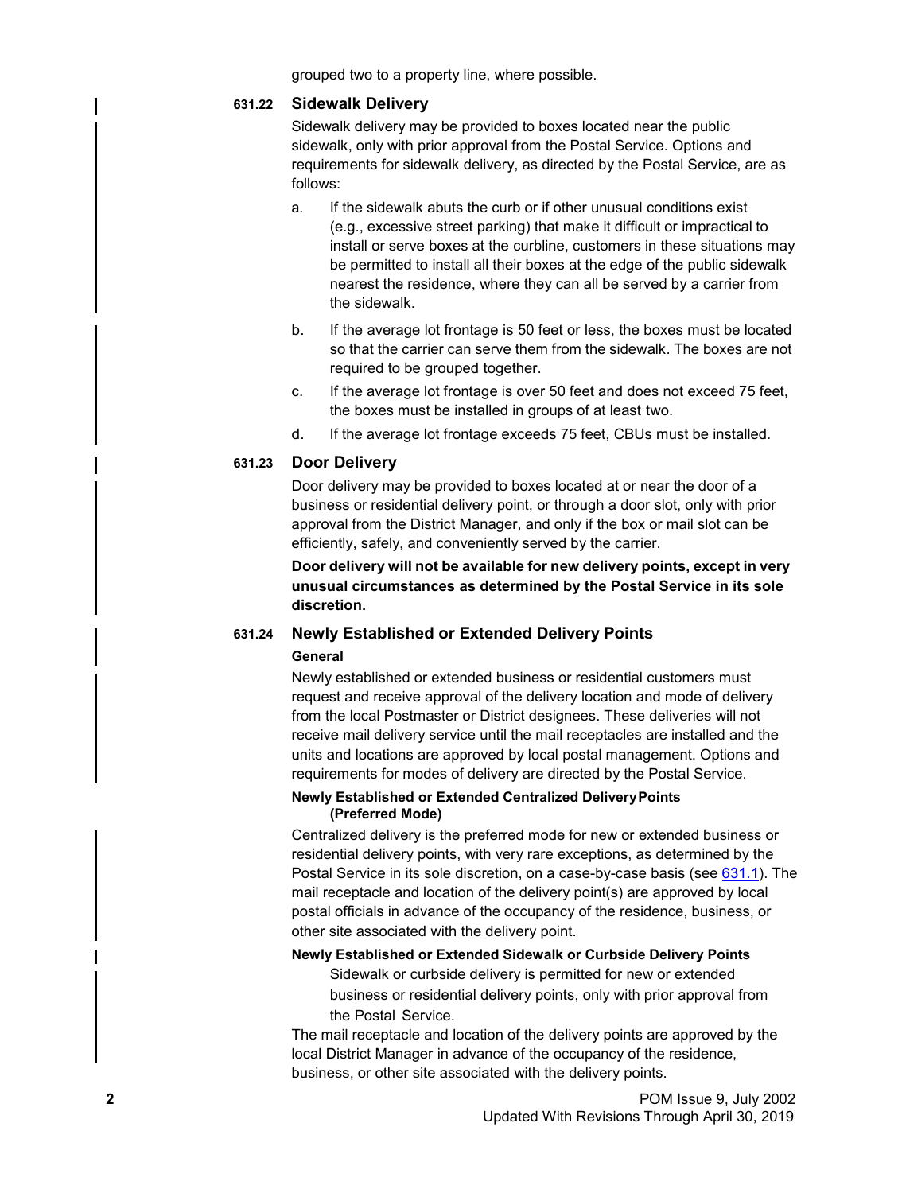grouped two to a property line, where possible.

### 631.22 Sidewalk Delivery

Sidewalk delivery may be provided to boxes located near the public sidewalk, only with prior approval from the Postal Service. Options and requirements for sidewalk delivery, as directed by the Postal Service, are as follows:

a. If the sidewalk abuts the curb or if other unusual conditions exist (e.g., excessive street parking) that make it difficult or impractical to install or serve boxes at the curbline, customers in these situations may be permitted to install all their boxes at the edge of the public sidewalk nearest the residence, where they can all be served by a carrier from the sidewalk.

b. If the average lot frontage is 50 feet or less, the boxes must be located so that the carrier can serve them from the sidewalk. The boxes are not required to be grouped together.

c. If the average lot frontage is over 50 feet and does not exceed 75 feet, the boxes must be installed in groups of at least two.

d. If the average lot frontage exceeds 75 feet, CBUs must be installed.

### 631.23 Door Delivery

Door delivery may be provided to boxes located at or near the door of a business or residential delivery point, or through a door slot, only with prior approval from the District Manager, and only if the box or mail slot can be efficiently, safely, and conveniently served by the carrier.

**Door delivery will not be available for new delivery points, except in very unusual circumstances as determined by the Postal Service in its sole discretion.**

### 631.24 Newly Established or Extended Delivery Points

**General**

Newly established or extended business or residential customers must request and receive approval of the delivery location and mode of delivery from the local Postmaster or District designees. These deliveries will not receive mail delivery service until the mail receptacles are installed and the units and locations are approved by local postal management. Options and requirements for modes of delivery are directed by the Postal Service.

**Newly Established or Extended Centralized Delivery Points (Preferred Mode)**

Centralized delivery is the preferred mode for new or extended business or residential delivery points, with very rare exceptions, as determined by the Postal Service in its sole discretion, on a case-by-case basis (see 631.1). The mail receptacle and location of the delivery point(s) are approved by local postal officials in advance of the occupancy of the residence, business, or other site associated with the delivery point.

**Newly Established or Extended Sidewalk or Curbside Delivery Points**

Sidewalk or curbside delivery is permitted for new or extended business or residential delivery points, only with prior approval from the Postal Service.

The mail receptacle and location of the delivery points are approved by the local District Manager in advance of the occupancy of the residence, business, or other site associated with the delivery points.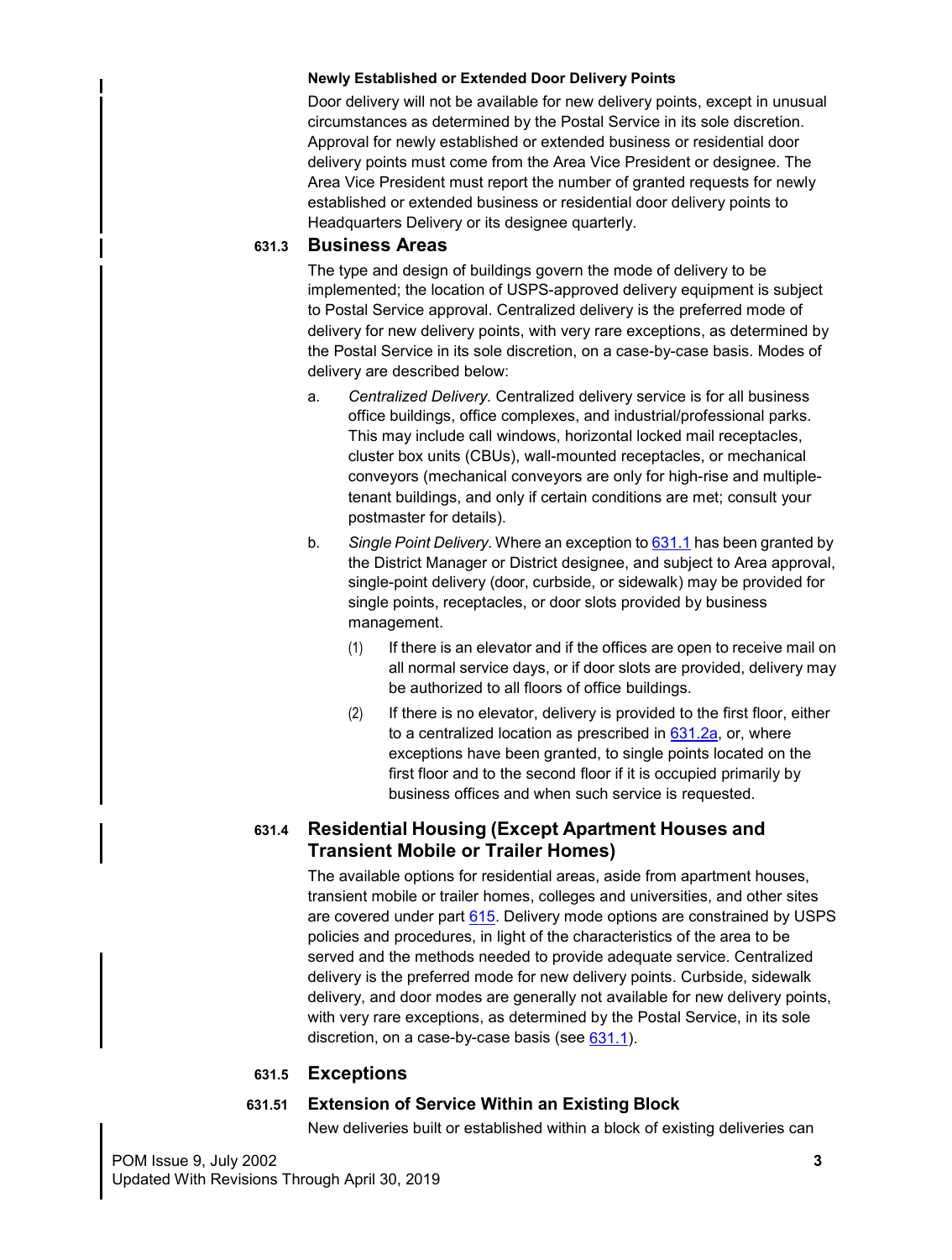#### Newly Established or Extended Door Delivery Points

Door delivery will not be available for new delivery points, except in unusual circumstances as determined by the Postal Service in its sole discretion. Approval for newly established or extended business or residential door delivery points must come from the Area Vice President or designee. The Area Vice President must report the number of granted requests for newly established or extended business or residential door delivery points to Headquarters Delivery or its designee quarterly.

### 631.3 Business Areas

The type and design of buildings govern the mode of delivery to be implemented; the location of USPS-approved delivery equipment is subject to Postal Service approval. Centralized delivery is the preferred mode of delivery for new delivery points, with very rare exceptions, as determined by the Postal Service in its sole discretion, on a case-by-case basis. Modes of delivery are described below:

a. *Centralized Delivery.* Centralized delivery service is for all business office buildings, office complexes, and industrial/professional parks. This may include call windows, horizontal locked mail receptacles, cluster box units (CBUs), wall-mounted receptacles, or mechanical conveyors (mechanical conveyors are only for high-rise and multiple-tenant buildings, and only if certain conditions are met; consult your postmaster for details).

b. *Single Point Delivery.* Where an exception to 631.1 has been granted by the District Manager or District designee, and subject to Area approval, single-point delivery (door, curbside, or sidewalk) may be provided for single points, receptacles, or door slots provided by business management.

   (1) If there is an elevator and if the offices are open to receive mail on all normal service days, or if door slots are provided, delivery may be authorized to all floors of office buildings.

   (2) If there is no elevator, delivery is provided to the first floor, either to a centralized location as prescribed in 631.2a, or, where exceptions have been granted, to single points located on the first floor and to the second floor if it is occupied primarily by business offices and when such service is requested.

### 631.4 Residential Housing (Except Apartment Houses and Transient Mobile or Trailer Homes)

The available options for residential areas, aside from apartment houses, transient mobile or trailer homes, colleges and universities, and other sites are covered under part 615. Delivery mode options are constrained by USPS policies and procedures, in light of the characteristics of the area to be served and the methods needed to provide adequate service. Centralized delivery is the preferred mode for new delivery points. Curbside, sidewalk delivery, and door modes are generally not available for new delivery points, with very rare exceptions, as determined by the Postal Service, in its sole discretion, on a case-by-case basis (see 631.1).

### 631.5 Exceptions

#### 631.51 Extension of Service Within an Existing Block

New deliveries built or established within a block of existing deliveries can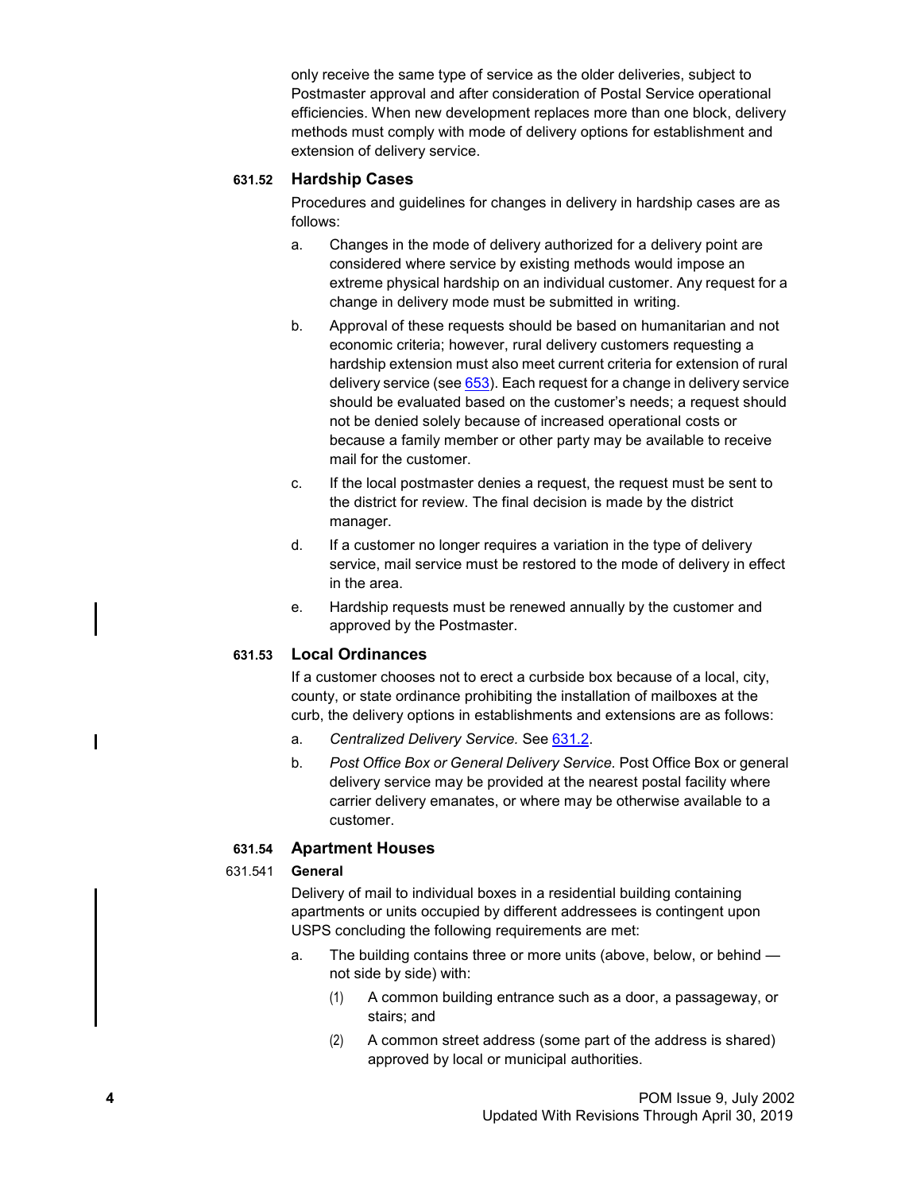only receive the same type of service as the older deliveries, subject to Postmaster approval and after consideration of Postal Service operational efficiencies. When new development replaces more than one block, delivery methods must comply with mode of delivery options for establishment and extension of delivery service.

### 631.52 Hardship Cases

Procedures and guidelines for changes in delivery in hardship cases are as follows:

a. Changes in the mode of delivery authorized for a delivery point are considered where service by existing methods would impose an extreme physical hardship on an individual customer. Any request for a change in delivery mode must be submitted in writing.

b. Approval of these requests should be based on humanitarian and not economic criteria; however, rural delivery customers requesting a hardship extension must also meet current criteria for extension of rural delivery service (see 653). Each request for a change in delivery service should be evaluated based on the customer's needs; a request should not be denied solely because of increased operational costs or because a family member or other party may be available to receive mail for the customer.

c. If the local postmaster denies a request, the request must be sent to the district for review. The final decision is made by the district manager.

d. If a customer no longer requires a variation in the type of delivery service, mail service must be restored to the mode of delivery in effect in the area.

e. Hardship requests must be renewed annually by the customer and approved by the Postmaster.

### 631.53 Local Ordinances

If a customer chooses not to erect a curbside box because of a local, city, county, or state ordinance prohibiting the installation of mailboxes at the curb, the delivery options in establishments and extensions are as follows:

a. *Centralized Delivery Service.* See 631.2.

b. *Post Office Box or General Delivery Service.* Post Office Box or general delivery service may be provided at the nearest postal facility where carrier delivery emanates, or where may be otherwise available to a customer.

### 631.54 Apartment Houses

#### 631.541 General

Delivery of mail to individual boxes in a residential building containing apartments or units occupied by different addressees is contingent upon USPS concluding the following requirements are met:

a. The building contains three or more units (above, below, or behind — not side by side) with:

  (1) A common building entrance such as a door, a passageway, or stairs; and

  (2) A common street address (some part of the address is shared) approved by local or municipal authorities.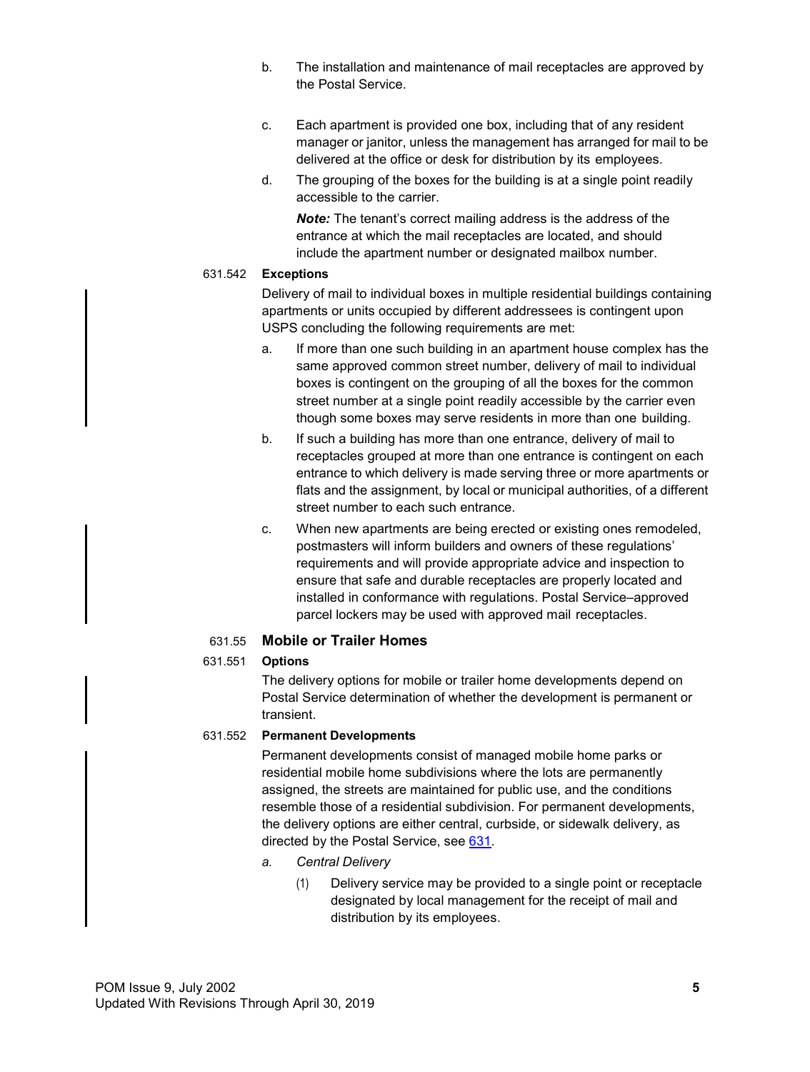b. The installation and maintenance of mail receptacles are approved by the Postal Service.

c. Each apartment is provided one box, including that of any resident manager or janitor, unless the management has arranged for mail to be delivered at the office or desk for distribution by its employees.

d. The grouping of the boxes for the building is at a single point readily accessible to the carrier.

*Note:* The tenant's correct mailing address is the address of the entrance at which the mail receptacles are located, and should include the apartment number or designated mailbox number.

631.542 **Exceptions**

Delivery of mail to individual boxes in multiple residential buildings containing apartments or units occupied by different addressees is contingent upon USPS concluding the following requirements are met:

a. If more than one such building in an apartment house complex has the same approved common street number, delivery of mail to individual boxes is contingent on the grouping of all the boxes for the common street number at a single point readily accessible by the carrier even though some boxes may serve residents in more than one building.

b. If such a building has more than one entrance, delivery of mail to receptacles grouped at more than one entrance is contingent on each entrance to which delivery is made serving three or more apartments or flats and the assignment, by local or municipal authorities, of a different street number to each such entrance.

c. When new apartments are being erected or existing ones remodeled, postmasters will inform builders and owners of these regulations' requirements and will provide appropriate advice and inspection to ensure that safe and durable receptacles are properly located and installed in conformance with regulations. Postal Service–approved parcel lockers may be used with approved mail receptacles.

### 631.55 Mobile or Trailer Homes

631.551 **Options**

The delivery options for mobile or trailer home developments depend on Postal Service determination of whether the development is permanent or transient.

631.552 **Permanent Developments**

Permanent developments consist of managed mobile home parks or residential mobile home subdivisions where the lots are permanently assigned, the streets are maintained for public use, and the conditions resemble those of a residential subdivision. For permanent developments, the delivery options are either central, curbside, or sidewalk delivery, as directed by the Postal Service, see 631.

a. *Central Delivery*

(1) Delivery service may be provided to a single point or receptacle designated by local management for the receipt of mail and distribution by its employees.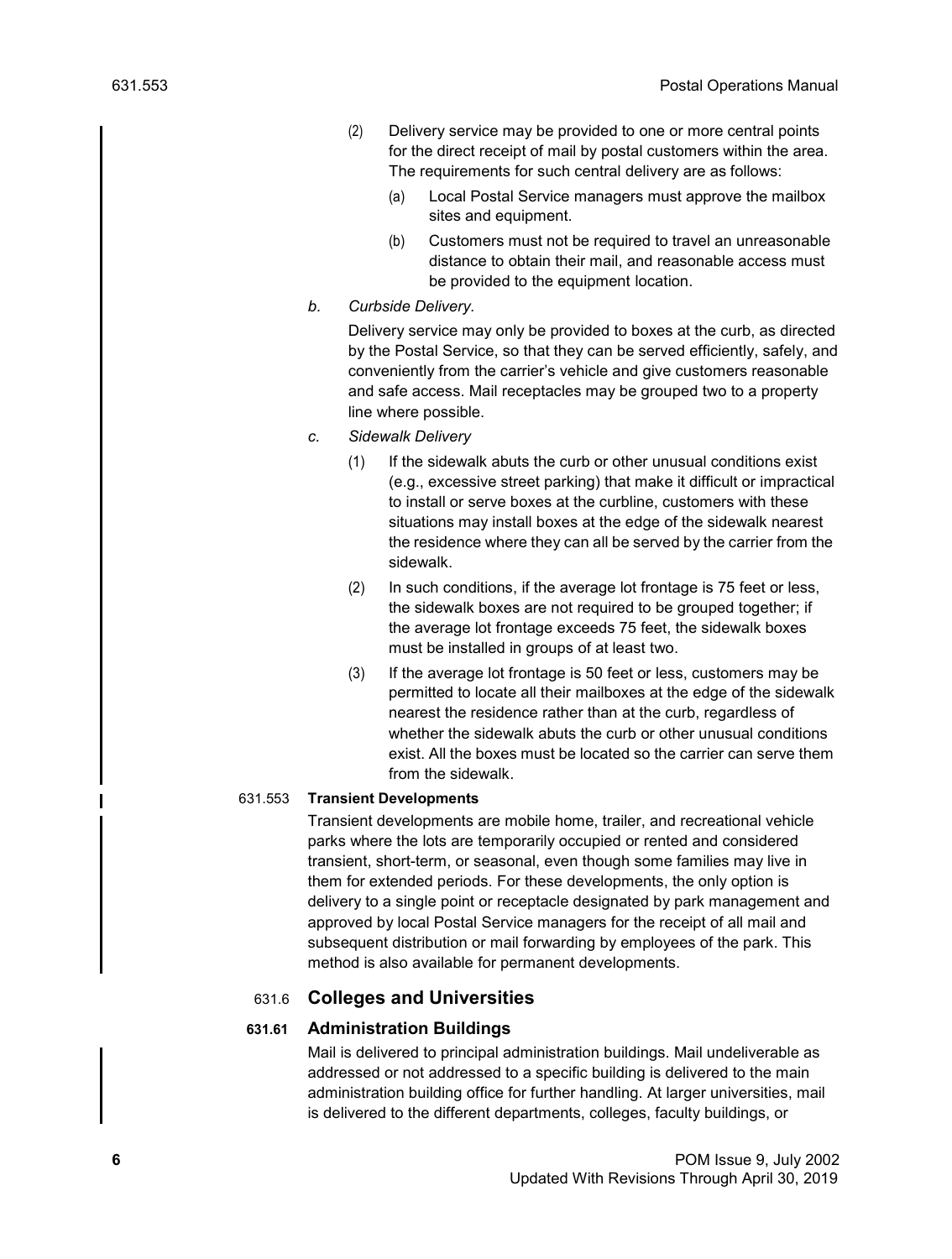(2) Delivery service may be provided to one or more central points for the direct receipt of mail by postal customers within the area. The requirements for such central delivery are as follows:

   (a) Local Postal Service managers must approve the mailbox sites and equipment.

   (b) Customers must not be required to travel an unreasonable distance to obtain their mail, and reasonable access must be provided to the equipment location.

b. *Curbside Delivery.*

   Delivery service may only be provided to boxes at the curb, as directed by the Postal Service, so that they can be served efficiently, safely, and conveniently from the carrier's vehicle and give customers reasonable and safe access. Mail receptacles may be grouped two to a property line where possible.

c. *Sidewalk Delivery*

   (1) If the sidewalk abuts the curb or other unusual conditions exist (e.g., excessive street parking) that make it difficult or impractical to install or serve boxes at the curbline, customers with these situations may install boxes at the edge of the sidewalk nearest the residence where they can all be served by the carrier from the sidewalk.

   (2) In such conditions, if the average lot frontage is 75 feet or less, the sidewalk boxes are not required to be grouped together; if the average lot frontage exceeds 75 feet, the sidewalk boxes must be installed in groups of at least two.

   (3) If the average lot frontage is 50 feet or less, customers may be permitted to locate all their mailboxes at the edge of the sidewalk nearest the residence rather than at the curb, regardless of whether the sidewalk abuts the curb or other unusual conditions exist. All the boxes must be located so the carrier can serve them from the sidewalk.

631.553 **Transient Developments**

Transient developments are mobile home, trailer, and recreational vehicle parks where the lots are temporarily occupied or rented and considered transient, short-term, or seasonal, even though some families may live in them for extended periods. For these developments, the only option is delivery to a single point or receptacle designated by park management and approved by local Postal Service managers for the receipt of all mail and subsequent distribution or mail forwarding by employees of the park. This method is also available for permanent developments.

## 631.6 Colleges and Universities

### 631.61 Administration Buildings

Mail is delivered to principal administration buildings. Mail undeliverable as addressed or not addressed to a specific building is delivered to the main administration building office for further handling. At larger universities, mail is delivered to the different departments, colleges, faculty buildings, or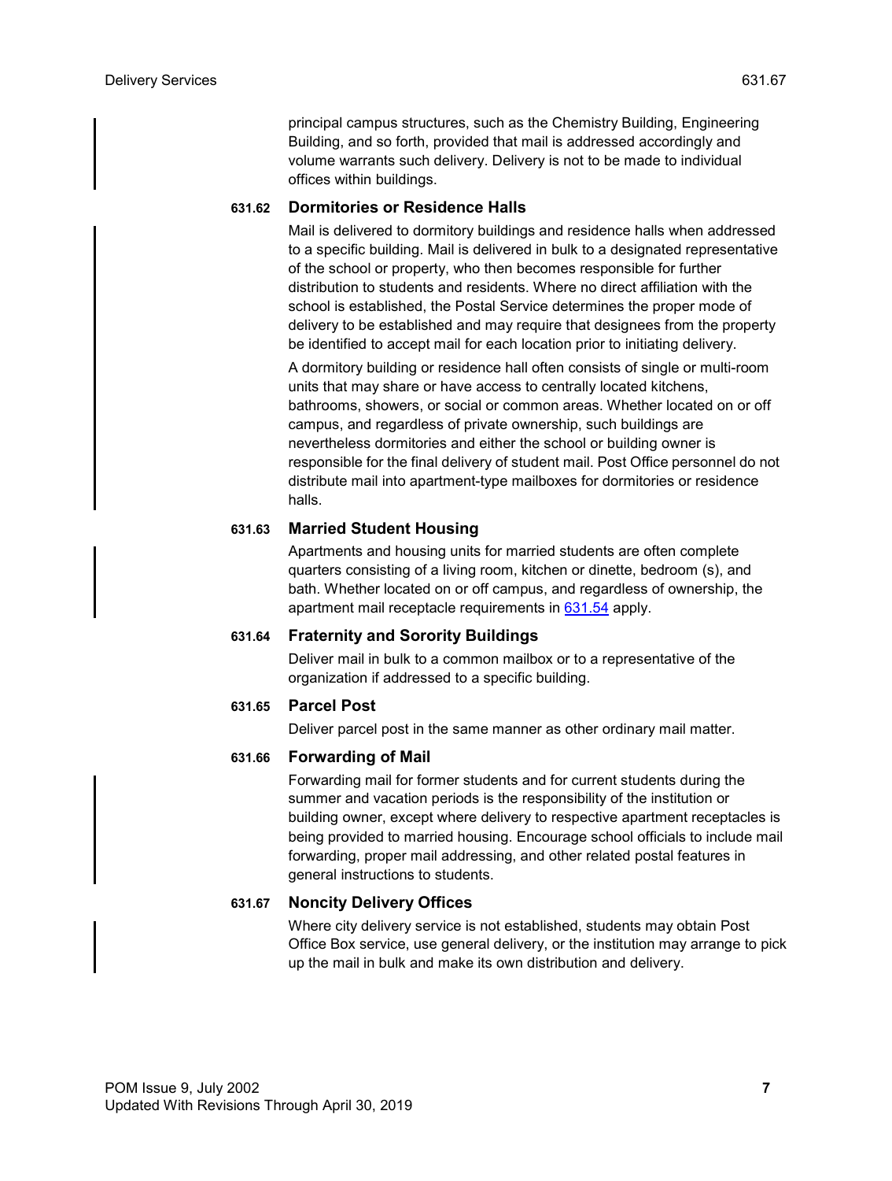principal campus structures, such as the Chemistry Building, Engineering Building, and so forth, provided that mail is addressed accordingly and volume warrants such delivery. Delivery is not to be made to individual offices within buildings.

#### 631.62 Dormitories or Residence Halls

Mail is delivered to dormitory buildings and residence halls when addressed to a specific building. Mail is delivered in bulk to a designated representative of the school or property, who then becomes responsible for further distribution to students and residents. Where no direct affiliation with the school is established, the Postal Service determines the proper mode of delivery to be established and may require that designees from the property be identified to accept mail for each location prior to initiating delivery.

A dormitory building or residence hall often consists of single or multi-room units that may share or have access to centrally located kitchens, bathrooms, showers, or social or common areas. Whether located on or off campus, and regardless of private ownership, such buildings are nevertheless dormitories and either the school or building owner is responsible for the final delivery of student mail. Post Office personnel do not distribute mail into apartment-type mailboxes for dormitories or residence halls.

#### 631.63 Married Student Housing

Apartments and housing units for married students are often complete quarters consisting of a living room, kitchen or dinette, bedroom (s), and bath. Whether located on or off campus, and regardless of ownership, the apartment mail receptacle requirements in 631.54 apply.

#### 631.64 Fraternity and Sorority Buildings

Deliver mail in bulk to a common mailbox or to a representative of the organization if addressed to a specific building.

#### 631.65 Parcel Post

Deliver parcel post in the same manner as other ordinary mail matter.

#### 631.66 Forwarding of Mail

Forwarding mail for former students and for current students during the summer and vacation periods is the responsibility of the institution or building owner, except where delivery to respective apartment receptacles is being provided to married housing. Encourage school officials to include mail forwarding, proper mail addressing, and other related postal features in general instructions to students.

#### 631.67 Noncity Delivery Offices

Where city delivery service is not established, students may obtain Post Office Box service, use general delivery, or the institution may arrange to pick up the mail in bulk and make its own distribution and delivery.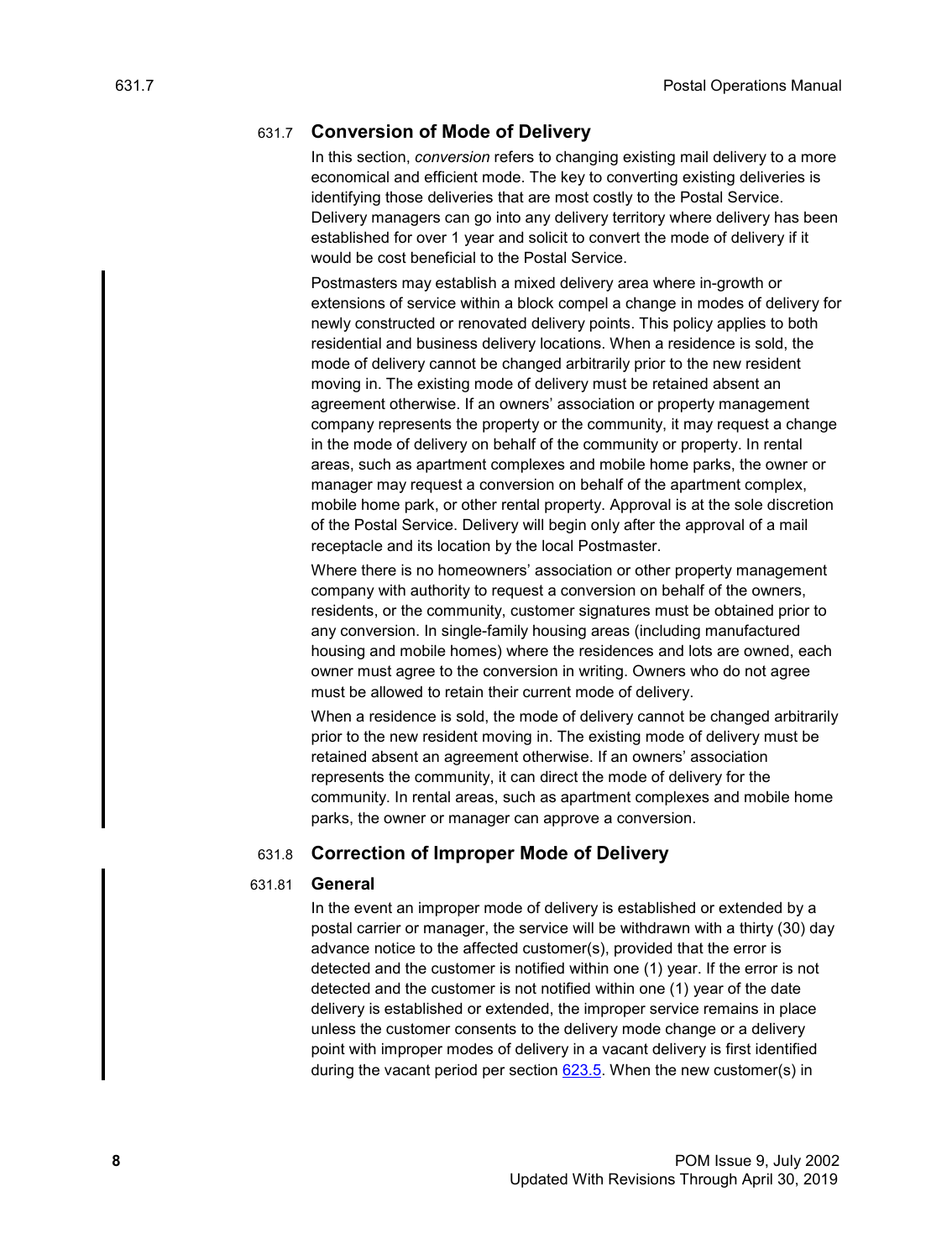## 631.7 Conversion of Mode of Delivery

In this section, *conversion* refers to changing existing mail delivery to a more economical and efficient mode. The key to converting existing deliveries is identifying those deliveries that are most costly to the Postal Service. Delivery managers can go into any delivery territory where delivery has been established for over 1 year and solicit to convert the mode of delivery if it would be cost beneficial to the Postal Service.

Postmasters may establish a mixed delivery area where in-growth or extensions of service within a block compel a change in modes of delivery for newly constructed or renovated delivery points. This policy applies to both residential and business delivery locations. When a residence is sold, the mode of delivery cannot be changed arbitrarily prior to the new resident moving in. The existing mode of delivery must be retained absent an agreement otherwise. If an owners' association or property management company represents the property or the community, it may request a change in the mode of delivery on behalf of the community or property. In rental areas, such as apartment complexes and mobile home parks, the owner or manager may request a conversion on behalf of the apartment complex, mobile home park, or other rental property. Approval is at the sole discretion of the Postal Service. Delivery will begin only after the approval of a mail receptacle and its location by the local Postmaster.

Where there is no homeowners' association or other property management company with authority to request a conversion on behalf of the owners, residents, or the community, customer signatures must be obtained prior to any conversion. In single-family housing areas (including manufactured housing and mobile homes) where the residences and lots are owned, each owner must agree to the conversion in writing. Owners who do not agree must be allowed to retain their current mode of delivery.

When a residence is sold, the mode of delivery cannot be changed arbitrarily prior to the new resident moving in. The existing mode of delivery must be retained absent an agreement otherwise. If an owners' association represents the community, it can direct the mode of delivery for the community. In rental areas, such as apartment complexes and mobile home parks, the owner or manager can approve a conversion.

## 631.8 Correction of Improper Mode of Delivery

### 631.81 General

In the event an improper mode of delivery is established or extended by a postal carrier or manager, the service will be withdrawn with a thirty (30) day advance notice to the affected customer(s), provided that the error is detected and the customer is notified within one (1) year. If the error is not detected and the customer is not notified within one (1) year of the date delivery is established or extended, the improper service remains in place unless the customer consents to the delivery mode change or a delivery point with improper modes of delivery in a vacant delivery is first identified during the vacant period per section 623.5. When the new customer(s) in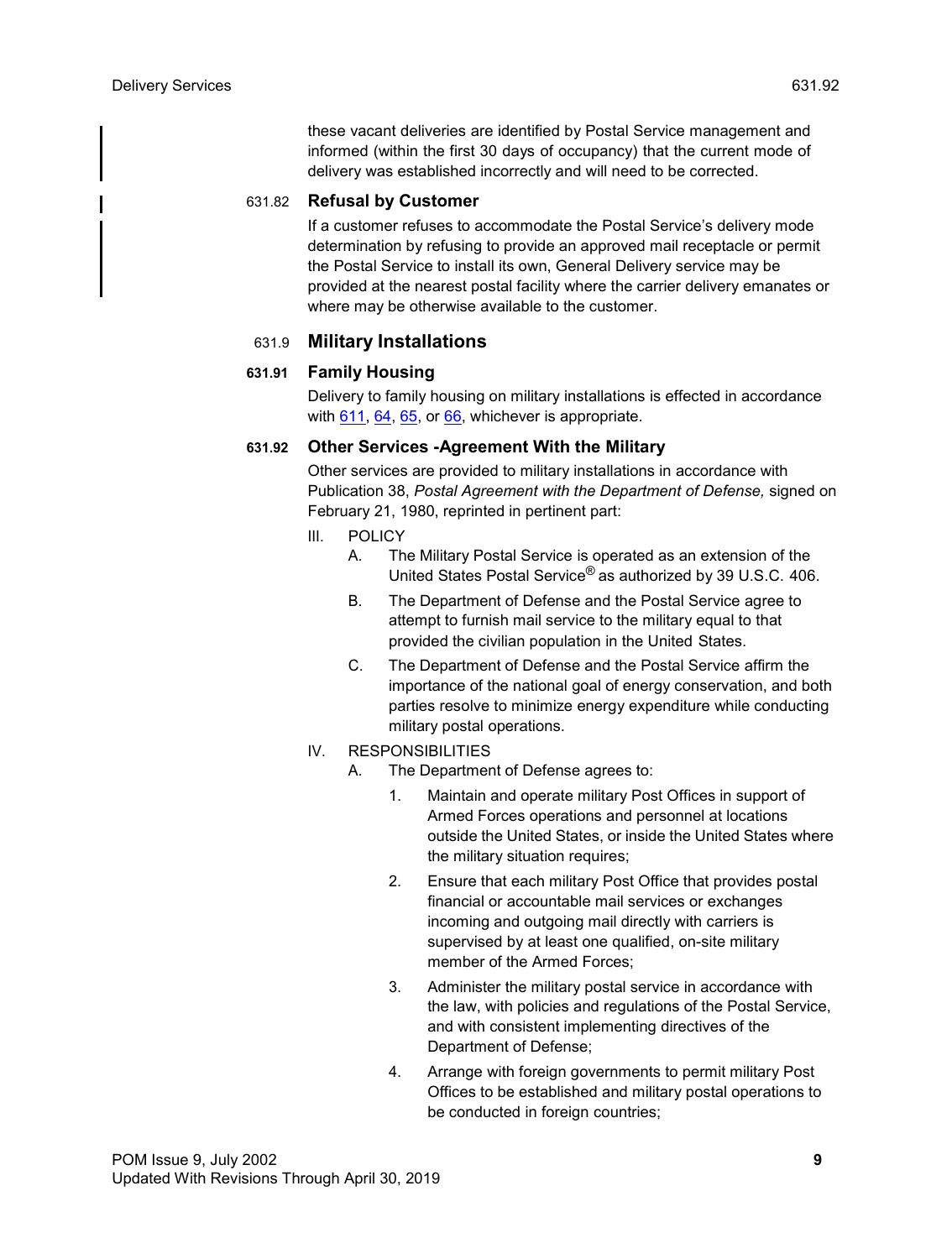these vacant deliveries are identified by Postal Service management and informed (within the first 30 days of occupancy) that the current mode of delivery was established incorrectly and will need to be corrected.

#### 631.82 Refusal by Customer

If a customer refuses to accommodate the Postal Service's delivery mode determination by refusing to provide an approved mail receptacle or permit the Postal Service to install its own, General Delivery service may be provided at the nearest postal facility where the carrier delivery emanates or where may be otherwise available to the customer.

### 631.9 Military Installations

#### 631.91 Family Housing

Delivery to family housing on military installations is effected in accordance with 611, 64, 65, or 66, whichever is appropriate.

#### 631.92 Other Services -Agreement With the Military

Other services are provided to military installations in accordance with Publication 38, *Postal Agreement with the Department of Defense,* signed on February 21, 1980, reprinted in pertinent part:

III. POLICY

A. The Military Postal Service is operated as an extension of the United States Postal Service® as authorized by 39 U.S.C. 406.

B. The Department of Defense and the Postal Service agree to attempt to furnish mail service to the military equal to that provided the civilian population in the United States.

C. The Department of Defense and the Postal Service affirm the importance of the national goal of energy conservation, and both parties resolve to minimize energy expenditure while conducting military postal operations.

IV. RESPONSIBILITIES

A. The Department of Defense agrees to:

1. Maintain and operate military Post Offices in support of Armed Forces operations and personnel at locations outside the United States, or inside the United States where the military situation requires;

2. Ensure that each military Post Office that provides postal financial or accountable mail services or exchanges incoming and outgoing mail directly with carriers is supervised by at least one qualified, on-site military member of the Armed Forces;

3. Administer the military postal service in accordance with the law, with policies and regulations of the Postal Service, and with consistent implementing directives of the Department of Defense;

4. Arrange with foreign governments to permit military Post Offices to be established and military postal operations to be conducted in foreign countries;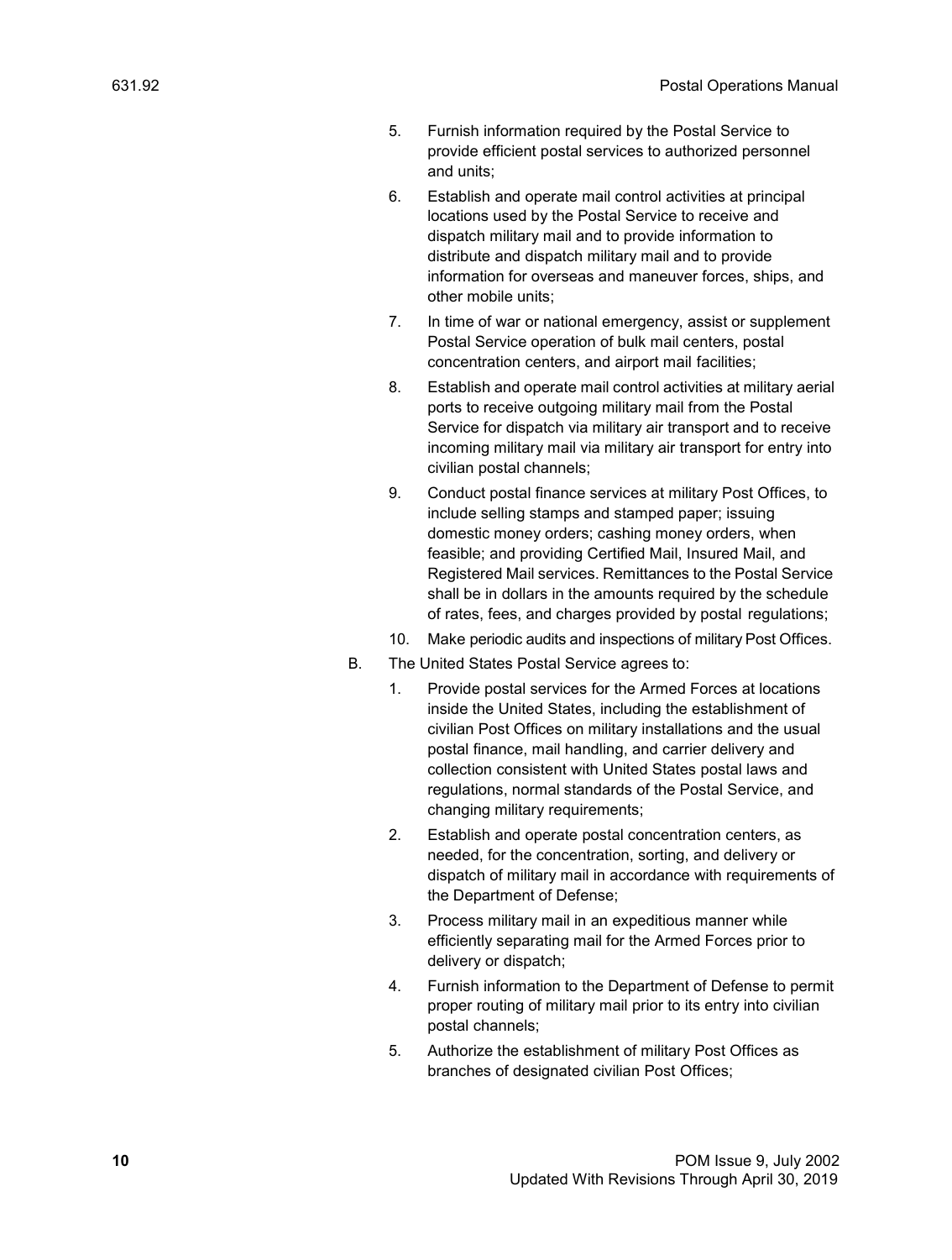5. Furnish information required by the Postal Service to provide efficient postal services to authorized personnel and units;
6. Establish and operate mail control activities at principal locations used by the Postal Service to receive and dispatch military mail and to provide information to distribute and dispatch military mail and to provide information for overseas and maneuver forces, ships, and other mobile units;
7. In time of war or national emergency, assist or supplement Postal Service operation of bulk mail centers, postal concentration centers, and airport mail facilities;
8. Establish and operate mail control activities at military aerial ports to receive outgoing military mail from the Postal Service for dispatch via military air transport and to receive incoming military mail via military air transport for entry into civilian postal channels;
9. Conduct postal finance services at military Post Offices, to include selling stamps and stamped paper; issuing domestic money orders; cashing money orders, when feasible; and providing Certified Mail, Insured Mail, and Registered Mail services. Remittances to the Postal Service shall be in dollars in the amounts required by the schedule of rates, fees, and charges provided by postal regulations;
10. Make periodic audits and inspections of military Post Offices.

B. The United States Postal Service agrees to:

1. Provide postal services for the Armed Forces at locations inside the United States, including the establishment of civilian Post Offices on military installations and the usual postal finance, mail handling, and carrier delivery and collection consistent with United States postal laws and regulations, normal standards of the Postal Service, and changing military requirements;
2. Establish and operate postal concentration centers, as needed, for the concentration, sorting, and delivery or dispatch of military mail in accordance with requirements of the Department of Defense;
3. Process military mail in an expeditious manner while efficiently separating mail for the Armed Forces prior to delivery or dispatch;
4. Furnish information to the Department of Defense to permit proper routing of military mail prior to its entry into civilian postal channels;
5. Authorize the establishment of military Post Offices as branches of designated civilian Post Offices;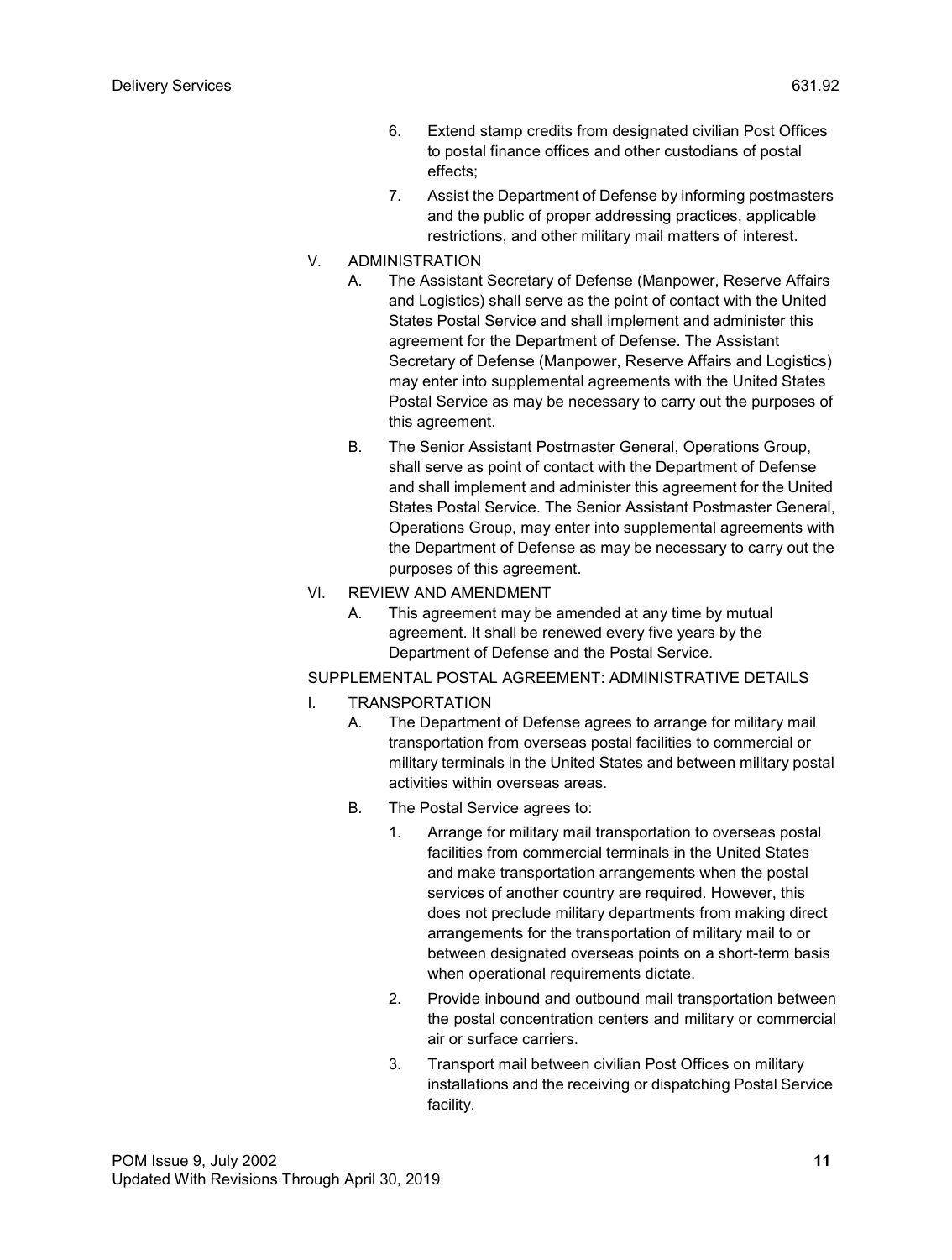6. Extend stamp credits from designated civilian Post Offices to postal finance offices and other custodians of postal effects;

7. Assist the Department of Defense by informing postmasters and the public of proper addressing practices, applicable restrictions, and other military mail matters of interest.

V. ADMINISTRATION

A. The Assistant Secretary of Defense (Manpower, Reserve Affairs and Logistics) shall serve as the point of contact with the United States Postal Service and shall implement and administer this agreement for the Department of Defense. The Assistant Secretary of Defense (Manpower, Reserve Affairs and Logistics) may enter into supplemental agreements with the United States Postal Service as may be necessary to carry out the purposes of this agreement.

B. The Senior Assistant Postmaster General, Operations Group, shall serve as point of contact with the Department of Defense and shall implement and administer this agreement for the United States Postal Service. The Senior Assistant Postmaster General, Operations Group, may enter into supplemental agreements with the Department of Defense as may be necessary to carry out the purposes of this agreement.

VI. REVIEW AND AMENDMENT

A. This agreement may be amended at any time by mutual agreement. It shall be renewed every five years by the Department of Defense and the Postal Service.

SUPPLEMENTAL POSTAL AGREEMENT: ADMINISTRATIVE DETAILS

I. TRANSPORTATION

A. The Department of Defense agrees to arrange for military mail transportation from overseas postal facilities to commercial or military terminals in the United States and between military postal activities within overseas areas.

B. The Postal Service agrees to:

1. Arrange for military mail transportation to overseas postal facilities from commercial terminals in the United States and make transportation arrangements when the postal services of another country are required. However, this does not preclude military departments from making direct arrangements for the transportation of military mail to or between designated overseas points on a short-term basis when operational requirements dictate.

2. Provide inbound and outbound mail transportation between the postal concentration centers and military or commercial air or surface carriers.

3. Transport mail between civilian Post Offices on military installations and the receiving or dispatching Postal Service facility.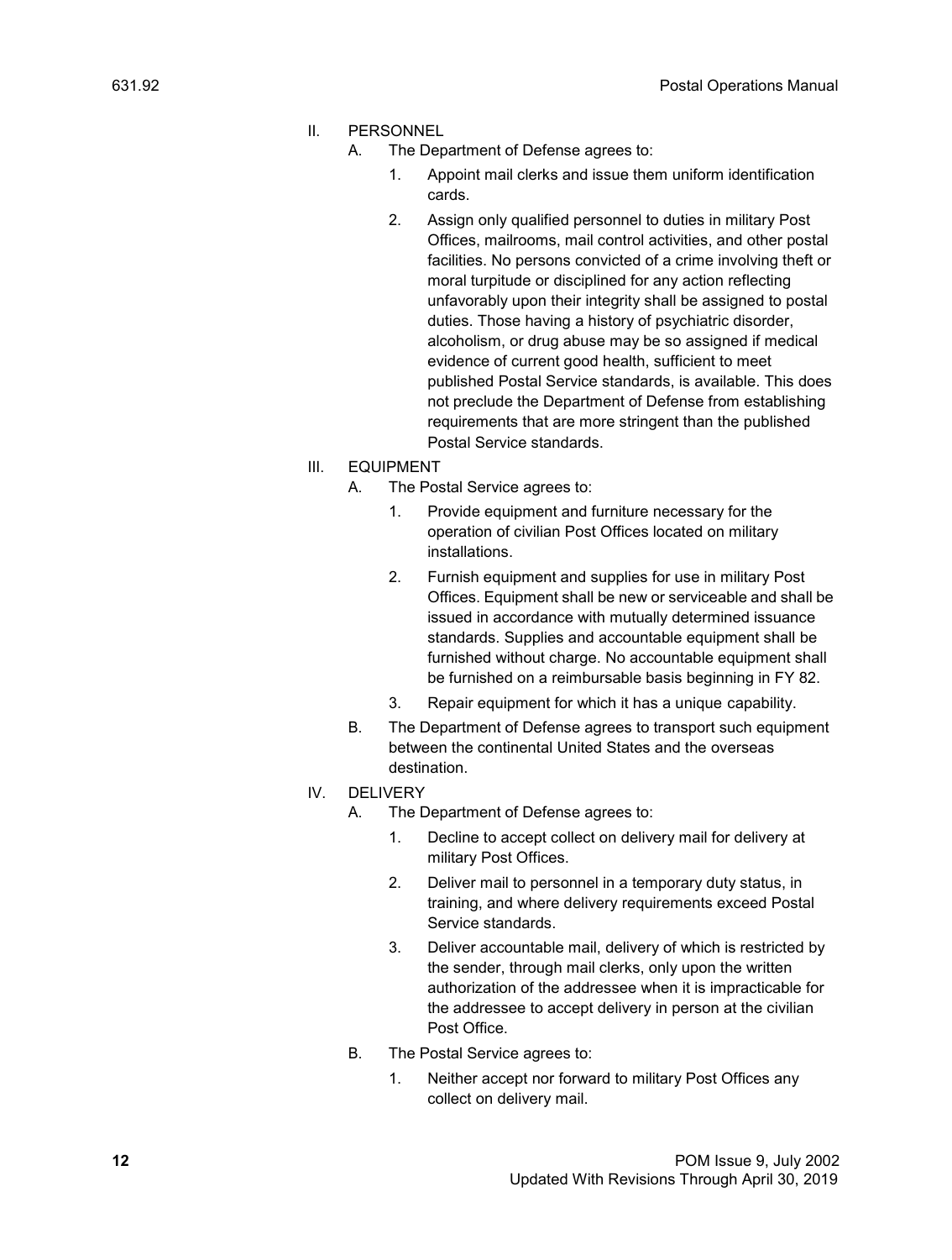II. PERSONNEL

A. The Department of Defense agrees to:

1. Appoint mail clerks and issue them uniform identification cards.

2. Assign only qualified personnel to duties in military Post Offices, mailrooms, mail control activities, and other postal facilities. No persons convicted of a crime involving theft or moral turpitude or disciplined for any action reflecting unfavorably upon their integrity shall be assigned to postal duties. Those having a history of psychiatric disorder, alcoholism, or drug abuse may be so assigned if medical evidence of current good health, sufficient to meet published Postal Service standards, is available. This does not preclude the Department of Defense from establishing requirements that are more stringent than the published Postal Service standards.

III. EQUIPMENT

A. The Postal Service agrees to:

1. Provide equipment and furniture necessary for the operation of civilian Post Offices located on military installations.

2. Furnish equipment and supplies for use in military Post Offices. Equipment shall be new or serviceable and shall be issued in accordance with mutually determined issuance standards. Supplies and accountable equipment shall be furnished without charge. No accountable equipment shall be furnished on a reimbursable basis beginning in FY 82.

3. Repair equipment for which it has a unique capability.

B. The Department of Defense agrees to transport such equipment between the continental United States and the overseas destination.

IV. DELIVERY

A. The Department of Defense agrees to:

1. Decline to accept collect on delivery mail for delivery at military Post Offices.

2. Deliver mail to personnel in a temporary duty status, in training, and where delivery requirements exceed Postal Service standards.

3. Deliver accountable mail, delivery of which is restricted by the sender, through mail clerks, only upon the written authorization of the addressee when it is impracticable for the addressee to accept delivery in person at the civilian Post Office.

B. The Postal Service agrees to:

1. Neither accept nor forward to military Post Offices any collect on delivery mail.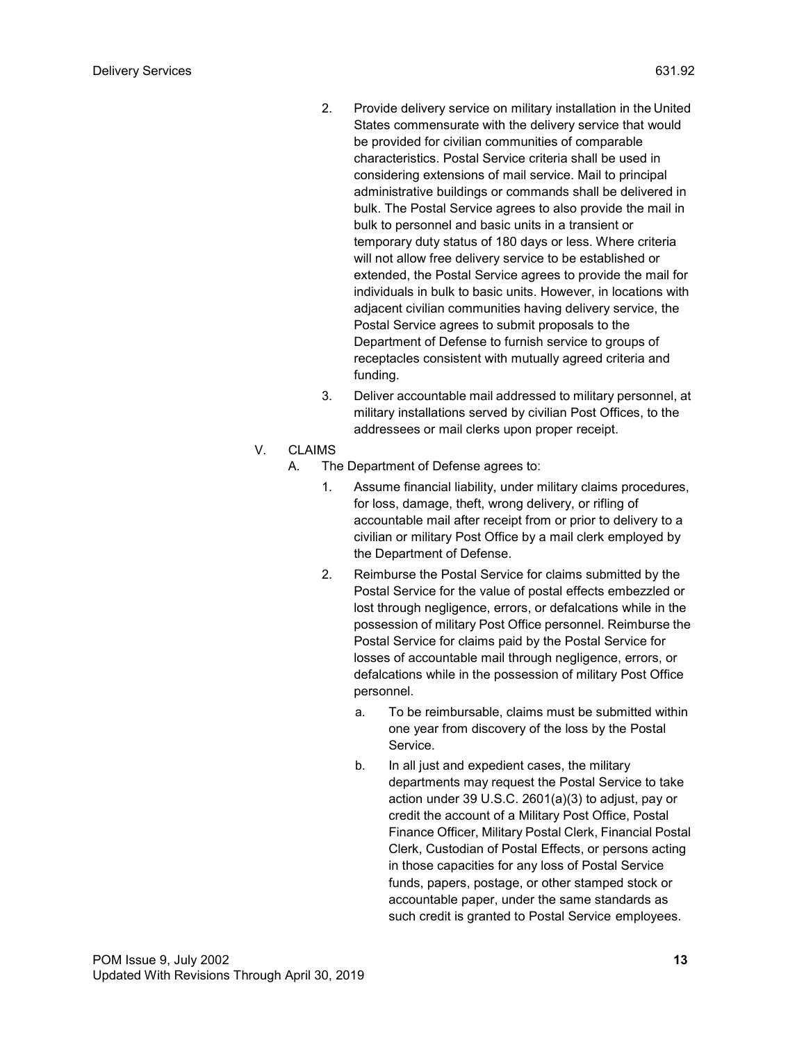2. Provide delivery service on military installation in the United States commensurate with the delivery service that would be provided for civilian communities of comparable characteristics. Postal Service criteria shall be used in considering extensions of mail service. Mail to principal administrative buildings or commands shall be delivered in bulk. The Postal Service agrees to also provide the mail in bulk to personnel and basic units in a transient or temporary duty status of 180 days or less. Where criteria will not allow free delivery service to be established or extended, the Postal Service agrees to provide the mail for individuals in bulk to basic units. However, in locations with adjacent civilian communities having delivery service, the Postal Service agrees to submit proposals to the Department of Defense to furnish service to groups of receptacles consistent with mutually agreed criteria and funding.

3. Deliver accountable mail addressed to military personnel, at military installations served by civilian Post Offices, to the addressees or mail clerks upon proper receipt.

V. CLAIMS

A. The Department of Defense agrees to:

1. Assume financial liability, under military claims procedures, for loss, damage, theft, wrong delivery, or rifling of accountable mail after receipt from or prior to delivery to a civilian or military Post Office by a mail clerk employed by the Department of Defense.

2. Reimburse the Postal Service for claims submitted by the Postal Service for the value of postal effects embezzled or lost through negligence, errors, or defalcations while in the possession of military Post Office personnel. Reimburse the Postal Service for claims paid by the Postal Service for losses of accountable mail through negligence, errors, or defalcations while in the possession of military Post Office personnel.

   a. To be reimbursable, claims must be submitted within one year from discovery of the loss by the Postal Service.

   b. In all just and expedient cases, the military departments may request the Postal Service to take action under 39 U.S.C. 2601(a)(3) to adjust, pay or credit the account of a Military Post Office, Postal Finance Officer, Military Postal Clerk, Financial Postal Clerk, Custodian of Postal Effects, or persons acting in those capacities for any loss of Postal Service funds, papers, postage, or other stamped stock or accountable paper, under the same standards as such credit is granted to Postal Service employees.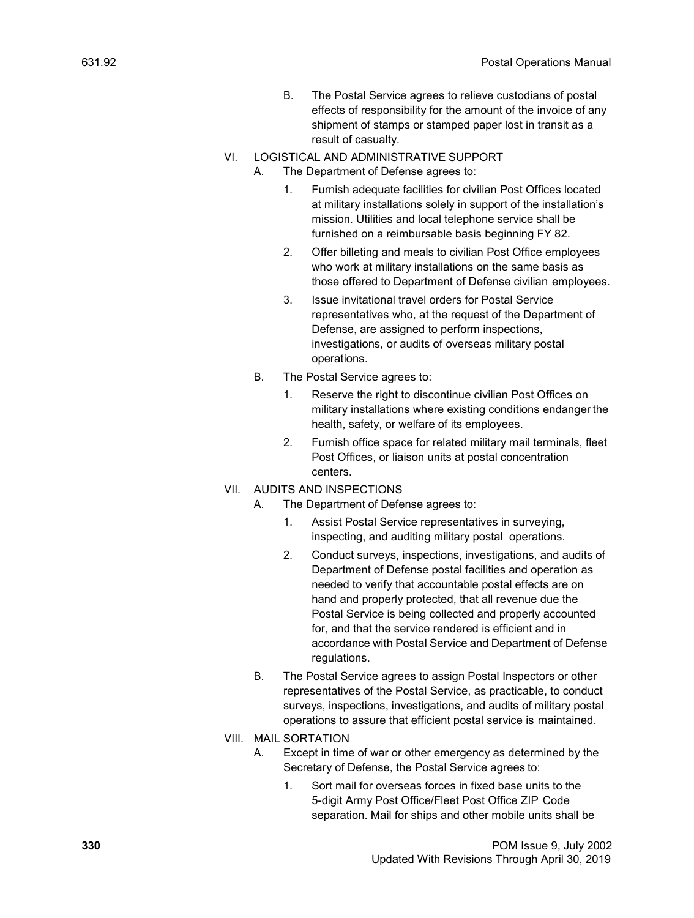B. The Postal Service agrees to relieve custodians of postal effects of responsibility for the amount of the invoice of any shipment of stamps or stamped paper lost in transit as a result of casualty.

VI. LOGISTICAL AND ADMINISTRATIVE SUPPORT

A. The Department of Defense agrees to:

1. Furnish adequate facilities for civilian Post Offices located at military installations solely in support of the installation's mission. Utilities and local telephone service shall be furnished on a reimbursable basis beginning FY 82.

2. Offer billeting and meals to civilian Post Office employees who work at military installations on the same basis as those offered to Department of Defense civilian employees.

3. Issue invitational travel orders for Postal Service representatives who, at the request of the Department of Defense, are assigned to perform inspections, investigations, or audits of overseas military postal operations.

B. The Postal Service agrees to:

1. Reserve the right to discontinue civilian Post Offices on military installations where existing conditions endanger the health, safety, or welfare of its employees.

2. Furnish office space for related military mail terminals, fleet Post Offices, or liaison units at postal concentration centers.

VII. AUDITS AND INSPECTIONS

A. The Department of Defense agrees to:

1. Assist Postal Service representatives in surveying, inspecting, and auditing military postal operations.

2. Conduct surveys, inspections, investigations, and audits of Department of Defense postal facilities and operation as needed to verify that accountable postal effects are on hand and properly protected, that all revenue due the Postal Service is being collected and properly accounted for, and that the service rendered is efficient and in accordance with Postal Service and Department of Defense regulations.

B. The Postal Service agrees to assign Postal Inspectors or other representatives of the Postal Service, as practicable, to conduct surveys, inspections, investigations, and audits of military postal operations to assure that efficient postal service is maintained.

VIII. MAIL SORTATION

A. Except in time of war or other emergency as determined by the Secretary of Defense, the Postal Service agrees to:

1. Sort mail for overseas forces in fixed base units to the 5-digit Army Post Office/Fleet Post Office ZIP Code separation. Mail for ships and other mobile units shall be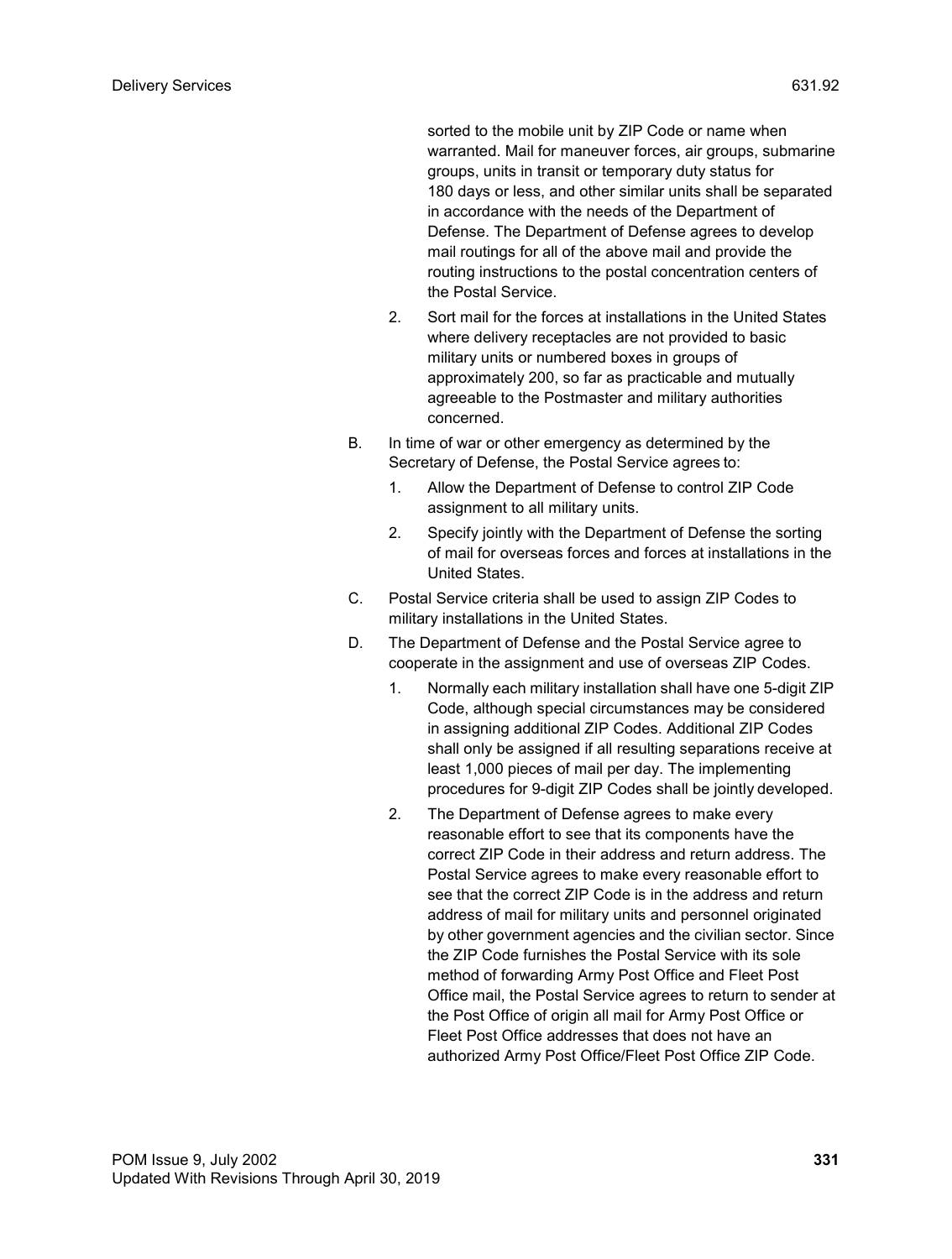sorted to the mobile unit by ZIP Code or name when warranted. Mail for maneuver forces, air groups, submarine groups, units in transit or temporary duty status for 180 days or less, and other similar units shall be separated in accordance with the needs of the Department of Defense. The Department of Defense agrees to develop mail routings for all of the above mail and provide the routing instructions to the postal concentration centers of the Postal Service.

   2. Sort mail for the forces at installations in the United States where delivery receptacles are not provided to basic military units or numbered boxes in groups of approximately 200, so far as practicable and mutually agreeable to the Postmaster and military authorities concerned.

B. In time of war or other emergency as determined by the Secretary of Defense, the Postal Service agrees to:

   1. Allow the Department of Defense to control ZIP Code assignment to all military units.

   2. Specify jointly with the Department of Defense the sorting of mail for overseas forces and forces at installations in the United States.

C. Postal Service criteria shall be used to assign ZIP Codes to military installations in the United States.

D. The Department of Defense and the Postal Service agree to cooperate in the assignment and use of overseas ZIP Codes.

   1. Normally each military installation shall have one 5-digit ZIP Code, although special circumstances may be considered in assigning additional ZIP Codes. Additional ZIP Codes shall only be assigned if all resulting separations receive at least 1,000 pieces of mail per day. The implementing procedures for 9-digit ZIP Codes shall be jointly developed.

   2. The Department of Defense agrees to make every reasonable effort to see that its components have the correct ZIP Code in their address and return address. The Postal Service agrees to make every reasonable effort to see that the correct ZIP Code is in the address and return address of mail for military units and personnel originated by other government agencies and the civilian sector. Since the ZIP Code furnishes the Postal Service with its sole method of forwarding Army Post Office and Fleet Post Office mail, the Postal Service agrees to return to sender at the Post Office of origin all mail for Army Post Office or Fleet Post Office addresses that does not have an authorized Army Post Office/Fleet Post Office ZIP Code.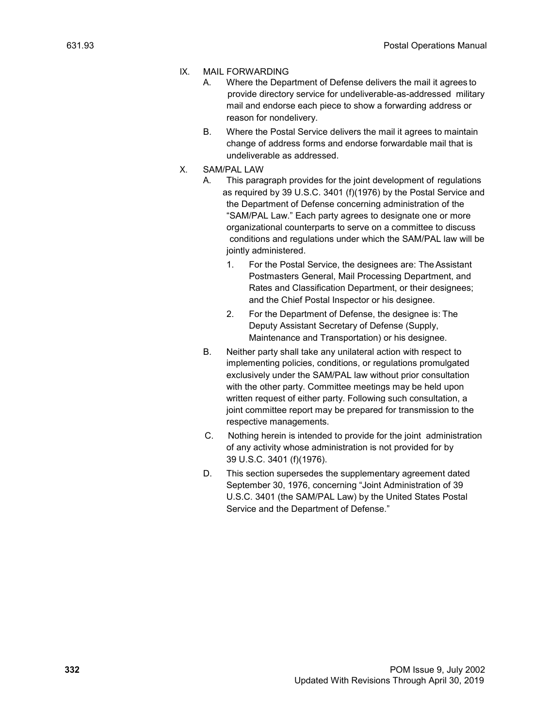IX. MAIL FORWARDING

   A. Where the Department of Defense delivers the mail it agrees to provide directory service for undeliverable-as-addressed military mail and endorse each piece to show a forwarding address or reason for nondelivery.

   B. Where the Postal Service delivers the mail it agrees to maintain change of address forms and endorse forwardable mail that is undeliverable as addressed.

X. SAM/PAL LAW

   A. This paragraph provides for the joint development of regulations as required by 39 U.S.C. 3401 (f)(1976) by the Postal Service and the Department of Defense concerning administration of the "SAM/PAL Law." Each party agrees to designate one or more organizational counterparts to serve on a committee to discuss conditions and regulations under which the SAM/PAL law will be jointly administered.

      1. For the Postal Service, the designees are: The Assistant Postmasters General, Mail Processing Department, and Rates and Classification Department, or their designees; and the Chief Postal Inspector or his designee.

      2. For the Department of Defense, the designee is: The Deputy Assistant Secretary of Defense (Supply, Maintenance and Transportation) or his designee.

   B. Neither party shall take any unilateral action with respect to implementing policies, conditions, or regulations promulgated exclusively under the SAM/PAL law without prior consultation with the other party. Committee meetings may be held upon written request of either party. Following such consultation, a joint committee report may be prepared for transmission to the respective managements.

   C. Nothing herein is intended to provide for the joint administration of any activity whose administration is not provided for by 39 U.S.C. 3401 (f)(1976).

   D. This section supersedes the supplementary agreement dated September 30, 1976, concerning "Joint Administration of 39 U.S.C. 3401 (the SAM/PAL Law) by the United States Postal Service and the Department of Defense."